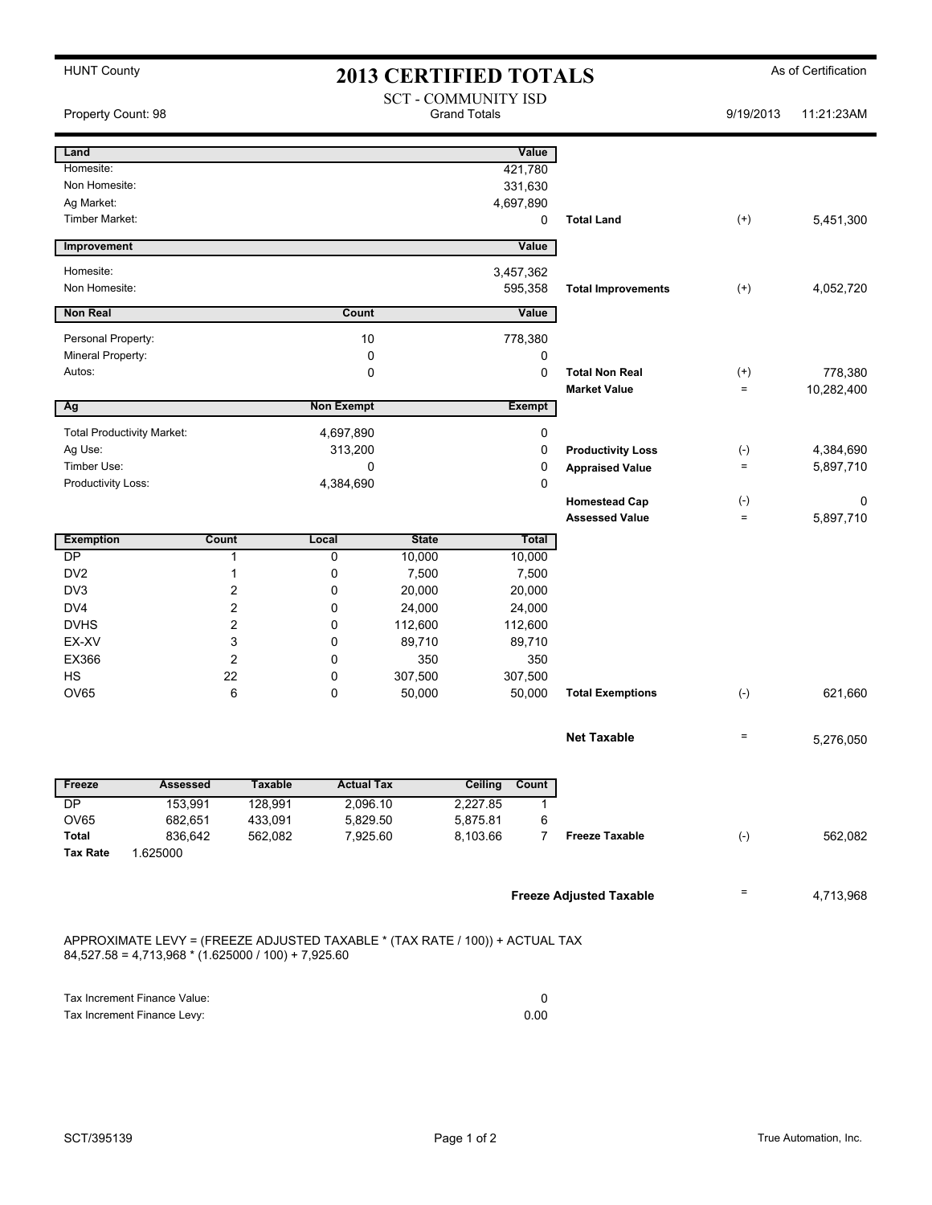HUNT County

# 2013 CERTIFIED TOTALS

As of Certification

SCT - COMMUNITY ISD
Grand Totals

Property Count: 98 — 9/19/2013 11:21:23AM

| Land | | Value | | | |
|---|---|---|---|---|---|
| Homesite: | | 421,780 | | | |
| Non Homesite: | | 331,630 | | | |
| Ag Market: | | 4,697,890 | | | |
| Timber Market: | | 0 | **Total Land** | (+) | 5,451,300 |

| Improvement | | Value | | | |
|---|---|---|---|---|---|
| Homesite: | | 3,457,362 | | | |
| Non Homesite: | | 595,358 | **Total Improvements** | (+) | 4,052,720 |

| Non Real | Count | Value | | | |
|---|---|---|---|---|---|
| Personal Property: | 10 | 778,380 | | | |
| Mineral Property: | 0 | 0 | | | |
| Autos: | 0 | 0 | **Total Non Real** | (+) | 778,380 |
| | | | **Market Value** | = | 10,282,400 |

| Ag | Non Exempt | Exempt | | | |
|---|---|---|---|---|---|
| Total Productivity Market: | 4,697,890 | 0 | | | |
| Ag Use: | 313,200 | 0 | **Productivity Loss** | (-) | 4,384,690 |
| Timber Use: | 0 | 0 | **Appraised Value** | = | 5,897,710 |
| Productivity Loss: | 4,384,690 | 0 | | | |
| | | | **Homestead Cap** | (-) | 0 |
| | | | **Assessed Value** | = | 5,897,710 |

| Exemption | Count | Local | State | Total | | | |
|---|---|---|---|---|---|---|---|
| DP | 1 | 0 | 10,000 | 10,000 | | | |
| DV2 | 1 | 0 | 7,500 | 7,500 | | | |
| DV3 | 2 | 0 | 20,000 | 20,000 | | | |
| DV4 | 2 | 0 | 24,000 | 24,000 | | | |
| DVHS | 2 | 0 | 112,600 | 112,600 | | | |
| EX-XV | 3 | 0 | 89,710 | 89,710 | | | |
| EX366 | 2 | 0 | 350 | 350 | | | |
| HS | 22 | 0 | 307,500 | 307,500 | | | |
| OV65 | 6 | 0 | 50,000 | 50,000 | **Total Exemptions** | (-) | 621,660 |

**Net Taxable** = 5,276,050

| Freeze | Assessed | Taxable | Actual Tax | Ceiling | Count | | | |
|---|---|---|---|---|---|---|---|---|
| DP | 153,991 | 128,991 | 2,096.10 | 2,227.85 | 1 | | | |
| OV65 | 682,651 | 433,091 | 5,829.50 | 5,875.81 | 6 | | | |
| Total | 836,642 | 562,082 | 7,925.60 | 8,103.66 | 7 | **Freeze Taxable** | (-) | 562,082 |
| **Tax Rate** | 1.625000 | | | | | | | |

**Freeze Adjusted Taxable** = 4,713,968

APPROXIMATE LEVY = (FREEZE ADJUSTED TAXABLE * (TAX RATE / 100)) + ACTUAL TAX
84,527.58 = 4,713,968 * (1.625000 / 100) + 7,925.60

| | |
|---|---|
| Tax Increment Finance Value: | 0 |
| Tax Increment Finance Levy: | 0.00 |

SCT/395139

True Automation, Inc.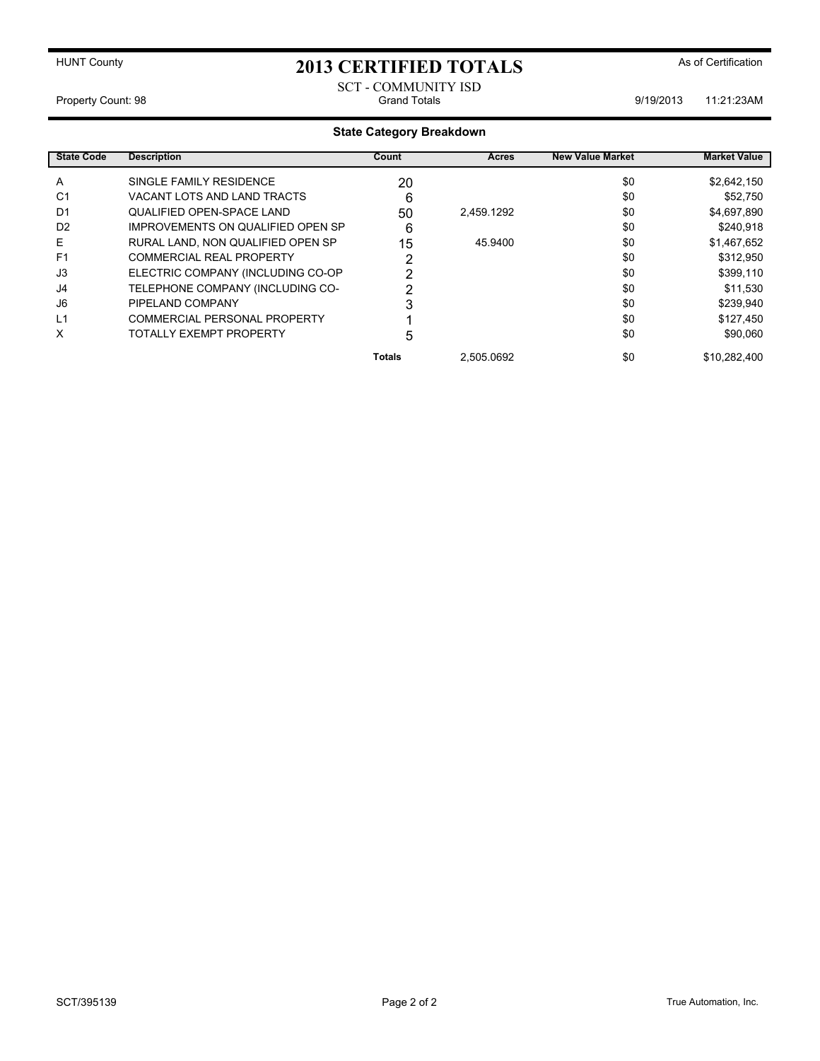# 2013 CERTIFIED TOTALS

HUNT County — As of Certification

SCT - COMMUNITY ISD

Property Count: 98 — Grand Totals — 9/19/2013 11:21:23AM

## State Category Breakdown

| State Code | Description | Count | Acres | New Value Market | Market Value |
|---|---|---|---|---|---|
| A | SINGLE FAMILY RESIDENCE | 20 | | $0 | $2,642,150 |
| C1 | VACANT LOTS AND LAND TRACTS | 6 | | $0 | $52,750 |
| D1 | QUALIFIED OPEN-SPACE LAND | 50 | 2,459.1292 | $0 | $4,697,890 |
| D2 | IMPROVEMENTS ON QUALIFIED OPEN SP | 6 | | $0 | $240,918 |
| E | RURAL LAND, NON QUALIFIED OPEN SP | 15 | 45.9400 | $0 | $1,467,652 |
| F1 | COMMERCIAL REAL PROPERTY | 2 | | $0 | $312,950 |
| J3 | ELECTRIC COMPANY (INCLUDING CO-OP | 2 | | $0 | $399,110 |
| J4 | TELEPHONE COMPANY (INCLUDING CO- | 2 | | $0 | $11,530 |
| J6 | PIPELAND COMPANY | 3 | | $0 | $239,940 |
| L1 | COMMERCIAL PERSONAL PROPERTY | 1 | | $0 | $127,450 |
| X | TOTALLY EXEMPT PROPERTY | 5 | | $0 | $90,060 |
| | | Totals | 2,505.0692 | $0 | $10,282,400 |

SCT/395139

True Automation, Inc.